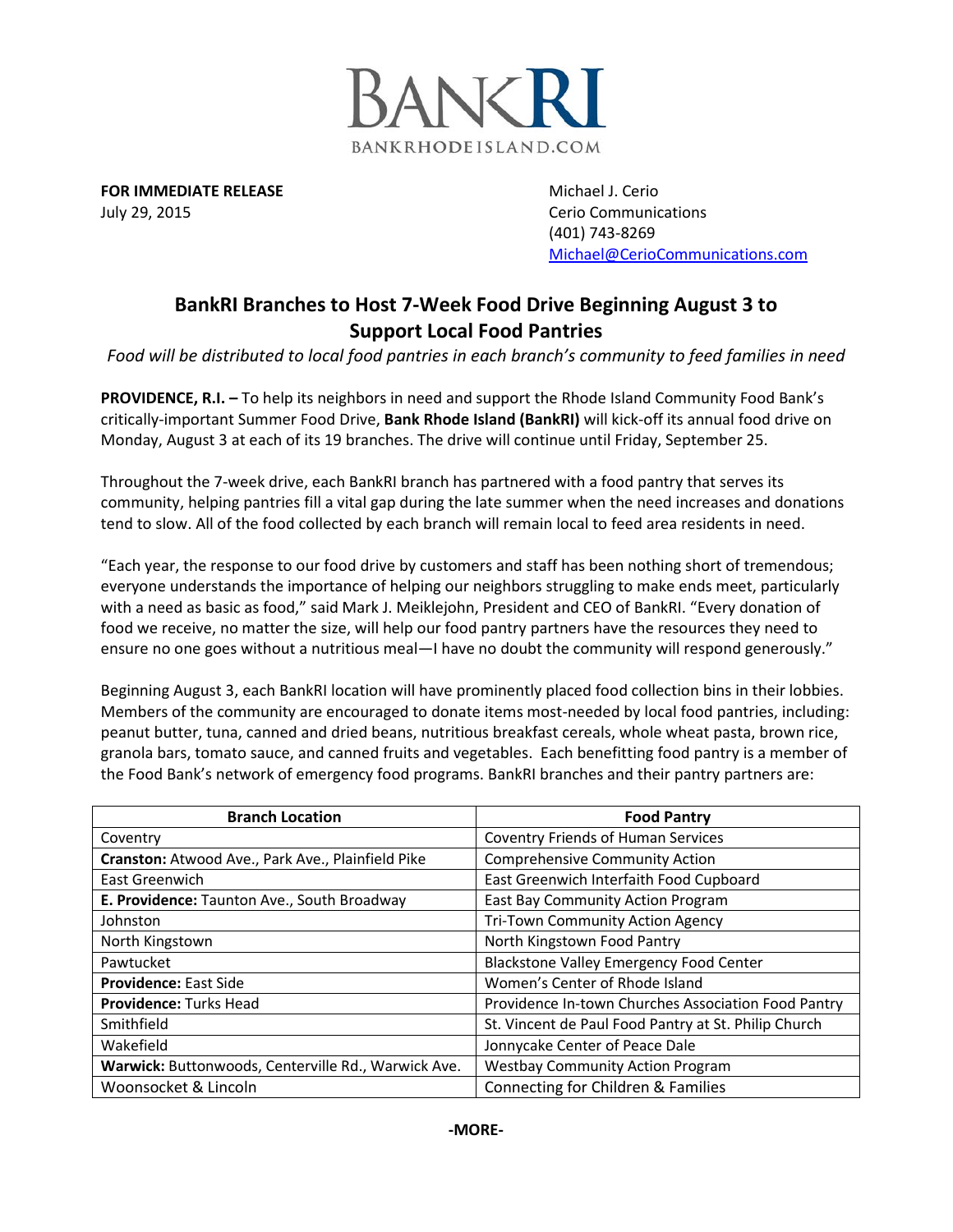BANKRI
BANKRHODEISLAND.COM

**FOR IMMEDIATE RELEASE**
July 29, 2015

Michael J. Cerio
Cerio Communications
(401) 743-8269
Michael@CerioCommunications.com

## BankRI Branches to Host 7-Week Food Drive Beginning August 3 to Support Local Food Pantries

*Food will be distributed to local food pantries in each branch's community to feed families in need*

**PROVIDENCE, R.I. –** To help its neighbors in need and support the Rhode Island Community Food Bank's critically-important Summer Food Drive, **Bank Rhode Island (BankRI)** will kick-off its annual food drive on Monday, August 3 at each of its 19 branches. The drive will continue until Friday, September 25.

Throughout the 7-week drive, each BankRI branch has partnered with a food pantry that serves its community, helping pantries fill a vital gap during the late summer when the need increases and donations tend to slow. All of the food collected by each branch will remain local to feed area residents in need.

"Each year, the response to our food drive by customers and staff has been nothing short of tremendous; everyone understands the importance of helping our neighbors struggling to make ends meet, particularly with a need as basic as food," said Mark J. Meiklejohn, President and CEO of BankRI. "Every donation of food we receive, no matter the size, will help our food pantry partners have the resources they need to ensure no one goes without a nutritious meal—I have no doubt the community will respond generously."

Beginning August 3, each BankRI location will have prominently placed food collection bins in their lobbies. Members of the community are encouraged to donate items most-needed by local food pantries, including: peanut butter, tuna, canned and dried beans, nutritious breakfast cereals, whole wheat pasta, brown rice, granola bars, tomato sauce, and canned fruits and vegetables. Each benefitting food pantry is a member of the Food Bank's network of emergency food programs. BankRI branches and their pantry partners are:

| Branch Location | Food Pantry |
|---|---|
| Coventry | Coventry Friends of Human Services |
| **Cranston:** Atwood Ave., Park Ave., Plainfield Pike | Comprehensive Community Action |
| East Greenwich | East Greenwich Interfaith Food Cupboard |
| **E. Providence:** Taunton Ave., South Broadway | East Bay Community Action Program |
| Johnston | Tri-Town Community Action Agency |
| North Kingstown | North Kingstown Food Pantry |
| Pawtucket | Blackstone Valley Emergency Food Center |
| **Providence:** East Side | Women's Center of Rhode Island |
| **Providence:** Turks Head | Providence In-town Churches Association Food Pantry |
| Smithfield | St. Vincent de Paul Food Pantry at St. Philip Church |
| Wakefield | Jonnycake Center of Peace Dale |
| **Warwick:** Buttonwoods, Centerville Rd., Warwick Ave. | Westbay Community Action Program |
| Woonsocket & Lincoln | Connecting for Children & Families |

**-MORE-**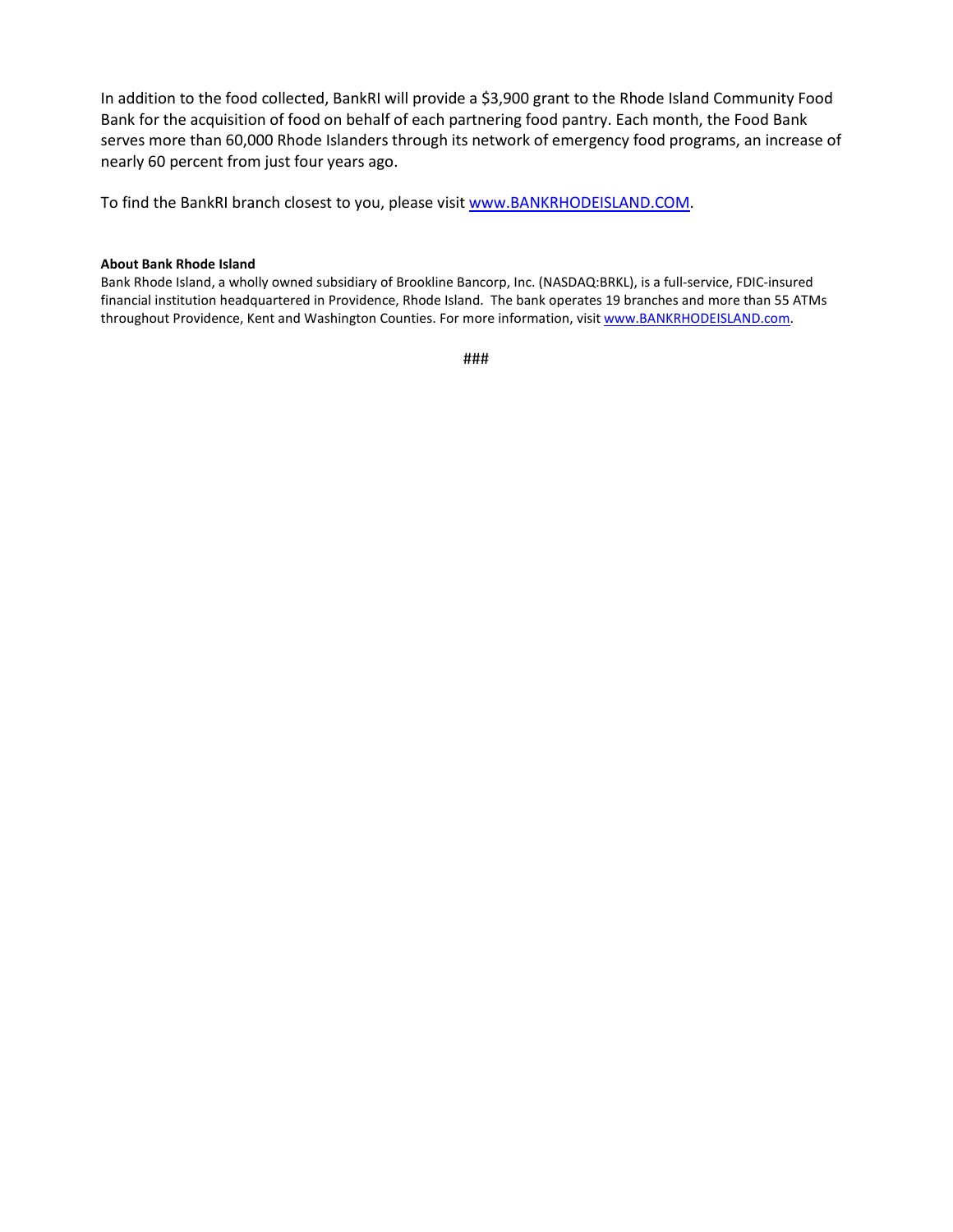In addition to the food collected, BankRI will provide a $3,900 grant to the Rhode Island Community Food Bank for the acquisition of food on behalf of each partnering food pantry. Each month, the Food Bank serves more than 60,000 Rhode Islanders through its network of emergency food programs, an increase of nearly 60 percent from just four years ago.

To find the BankRI branch closest to you, please visit www.BANKRHODEISLAND.COM.

**About Bank Rhode Island**

Bank Rhode Island, a wholly owned subsidiary of Brookline Bancorp, Inc. (NASDAQ:BRKL), is a full-service, FDIC-insured financial institution headquartered in Providence, Rhode Island. The bank operates 19 branches and more than 55 ATMs throughout Providence, Kent and Washington Counties. For more information, visit www.BANKRHODEISLAND.com.

###